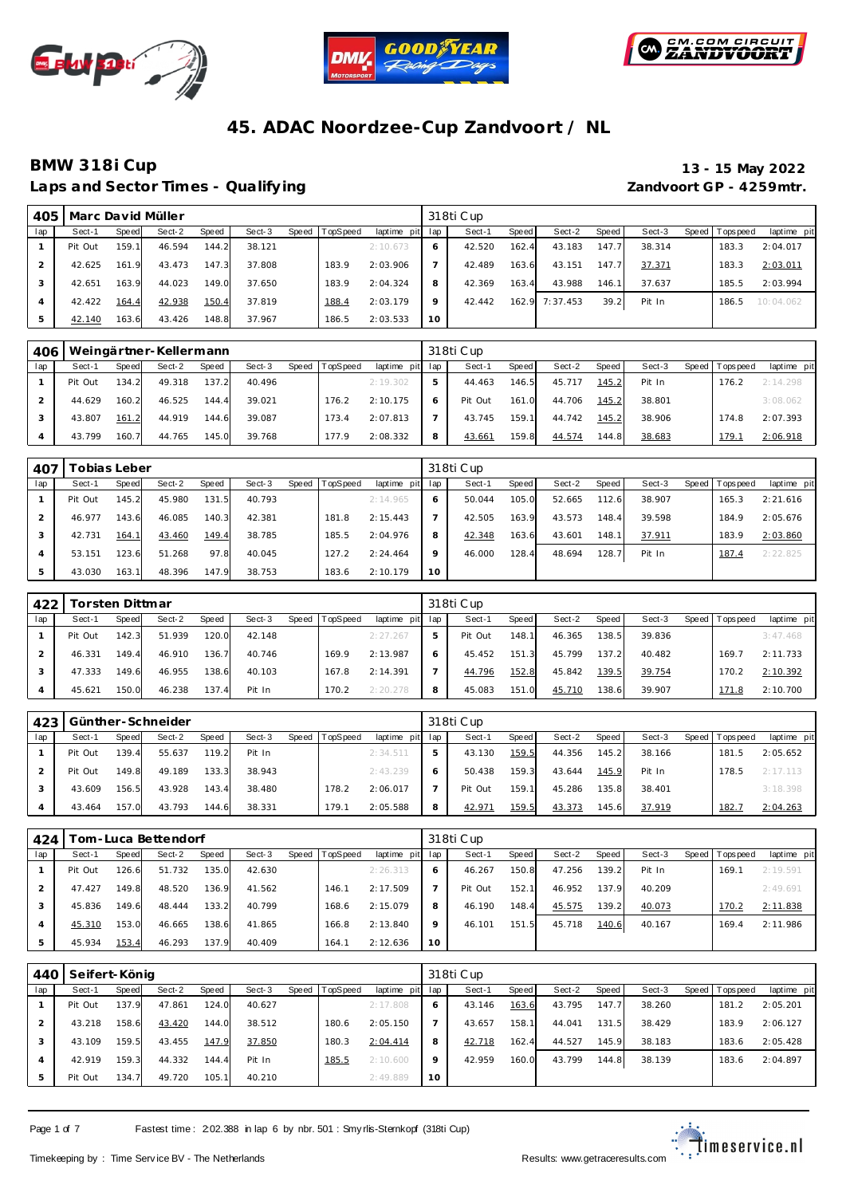# 45. ADAC Noordzee-Cup Zandvoort / NL

## BMW 318i Cup

**Laps and Sector Times - Qualifying**

**13 - 15 May 2022**

**Zandvoort GP - 4259mtr.**

| 405 | Marc David Müller | | | | | | | | 318ti Cup | | | | | | | | |
|---|---|---|---|---|---|---|---|---|---|---|---|---|---|---|---|---|---|
| lap | Sect-1 | Speed | Sect-2 | Speed | Sect-3 | Speed | TopSpeed | laptime pit | lap | Sect-1 | Speed | Sect-2 | Speed | Sect-3 | Speed | Topspeed | laptime pit |
| 1 | Pit Out | 159.1 | 46.594 | 144.2 | 38.121 | | | 2:10.673 | 6 | 42.520 | 162.4 | 43.183 | 147.7 | 38.314 | | 183.3 | 2:04.017 |
| 2 | 42.625 | 161.9 | 43.473 | 147.3 | 37.808 | | 183.9 | 2:03.906 | 7 | 42.489 | 163.6 | 43.151 | 147.7 | 37.371 | | 183.3 | 2:03.011 |
| 3 | 42.651 | 163.9 | 44.023 | 149.0 | 37.650 | | 183.9 | 2:04.324 | 8 | 42.369 | 163.4 | 43.988 | 146.1 | 37.637 | | 185.5 | 2:03.994 |
| 4 | 42.422 | 164.4 | 42.938 | 150.4 | 37.819 | | 188.4 | 2:03.179 | 9 | 42.442 | 162.9 | 7:37.453 | 39.2 | Pit In | | 186.5 | 10:04.062 |
| 5 | 42.140 | 163.6 | 43.426 | 148.8 | 37.967 | | 186.5 | 2:03.533 | 10 | | | | | | | | |

| 406 | Weingärtner-Kellermann | | | | | | | | 318ti Cup | | | | | | | | |
|---|---|---|---|---|---|---|---|---|---|---|---|---|---|---|---|---|---|
| lap | Sect-1 | Speed | Sect-2 | Speed | Sect-3 | Speed | TopSpeed | laptime pit | lap | Sect-1 | Speed | Sect-2 | Speed | Sect-3 | Speed | Topspeed | laptime pit |
| 1 | Pit Out | 134.2 | 49.318 | 137.2 | 40.496 | | | 2:19.302 | 5 | 44.463 | 146.5 | 45.717 | 145.2 | Pit In | | 176.2 | 2:14.298 |
| 2 | 44.629 | 160.2 | 46.525 | 144.4 | 39.021 | | 176.2 | 2:10.175 | 6 | Pit Out | 161.0 | 44.706 | 145.2 | 38.801 | | | 3:08.062 |
| 3 | 43.807 | 161.2 | 44.919 | 144.6 | 39.087 | | 173.4 | 2:07.813 | 7 | 43.745 | 159.1 | 44.742 | 145.2 | 38.906 | | 174.8 | 2:07.393 |
| 4 | 43.799 | 160.7 | 44.765 | 145.0 | 39.768 | | 177.9 | 2:08.332 | 8 | 43.661 | 159.8 | 44.574 | 144.8 | 38.683 | | 179.1 | 2:06.918 |

| 407 | Tobias Leber | | | | | | | | 318ti Cup | | | | | | | | |
|---|---|---|---|---|---|---|---|---|---|---|---|---|---|---|---|---|---|
| lap | Sect-1 | Speed | Sect-2 | Speed | Sect-3 | Speed | TopSpeed | laptime pit | lap | Sect-1 | Speed | Sect-2 | Speed | Sect-3 | Speed | Topspeed | laptime pit |
| 1 | Pit Out | 145.2 | 45.980 | 131.5 | 40.793 | | | 2:14.965 | 6 | 50.044 | 105.0 | 52.665 | 112.6 | 38.907 | | 165.3 | 2:21.616 |
| 2 | 46.977 | 143.6 | 46.085 | 140.3 | 42.381 | | 181.8 | 2:15.443 | 7 | 42.505 | 163.9 | 43.573 | 148.4 | 39.598 | | 184.9 | 2:05.676 |
| 3 | 42.731 | 164.1 | 43.460 | 149.4 | 38.785 | | 185.5 | 2:04.976 | 8 | 42.348 | 163.6 | 43.601 | 148.1 | 37.911 | | 183.9 | 2:03.860 |
| 4 | 53.151 | 123.6 | 51.268 | 97.8 | 40.045 | | 127.2 | 2:24.464 | 9 | 46.000 | 128.4 | 48.694 | 128.7 | Pit In | | 187.4 | 2:22.825 |
| 5 | 43.030 | 163.1 | 48.396 | 147.9 | 38.753 | | 183.6 | 2:10.179 | 10 | | | | | | | | |

| 422 | Torsten Dittmar | | | | | | | | 318ti Cup | | | | | | | | |
|---|---|---|---|---|---|---|---|---|---|---|---|---|---|---|---|---|---|
| lap | Sect-1 | Speed | Sect-2 | Speed | Sect-3 | Speed | TopSpeed | laptime pit | lap | Sect-1 | Speed | Sect-2 | Speed | Sect-3 | Speed | Topspeed | laptime pit |
| 1 | Pit Out | 142.3 | 51.939 | 120.0 | 42.148 | | | 2:27.267 | 5 | Pit Out | 148.1 | 46.365 | 138.5 | 39.836 | | | 3:47.468 |
| 2 | 46.331 | 149.4 | 46.910 | 136.7 | 40.746 | | 169.9 | 2:13.987 | 6 | 45.452 | 151.3 | 45.799 | 137.2 | 40.482 | | 169.7 | 2:11.733 |
| 3 | 47.333 | 149.6 | 46.955 | 138.6 | 40.103 | | 167.8 | 2:14.391 | 7 | 44.796 | 152.8 | 45.842 | 139.5 | 39.754 | | 170.2 | 2:10.392 |
| 4 | 45.621 | 150.0 | 46.238 | 137.4 | Pit In | | 170.2 | 2:20.278 | 8 | 45.083 | 151.0 | 45.710 | 138.6 | 39.907 | | 171.8 | 2:10.700 |

| 423 | Günther-Schneider | | | | | | | | 318ti Cup | | | | | | | | |
|---|---|---|---|---|---|---|---|---|---|---|---|---|---|---|---|---|---|
| lap | Sect-1 | Speed | Sect-2 | Speed | Sect-3 | Speed | TopSpeed | laptime pit | lap | Sect-1 | Speed | Sect-2 | Speed | Sect-3 | Speed | Topspeed | laptime pit |
| 1 | Pit Out | 139.4 | 55.637 | 119.2 | Pit In | | | 2:34.511 | 5 | 43.130 | 159.5 | 44.356 | 145.2 | 38.166 | | 181.5 | 2:05.652 |
| 2 | Pit Out | 149.8 | 49.189 | 133.3 | 38.943 | | | 2:43.239 | 6 | 50.438 | 159.3 | 43.644 | 145.9 | Pit In | | 178.5 | 2:17.113 |
| 3 | 43.609 | 156.5 | 43.928 | 143.4 | 38.480 | | 178.2 | 2:06.017 | 7 | Pit Out | 159.1 | 45.286 | 135.8 | 38.401 | | | 3:18.398 |
| 4 | 43.464 | 157.0 | 43.793 | 144.6 | 38.331 | | 179.1 | 2:05.588 | 8 | 42.971 | 159.5 | 43.373 | 145.6 | 37.919 | | 182.7 | 2:04.263 |

| 424 | Tom-Luca Bettendorf | | | | | | | | 318ti Cup | | | | | | | | |
|---|---|---|---|---|---|---|---|---|---|---|---|---|---|---|---|---|---|
| lap | Sect-1 | Speed | Sect-2 | Speed | Sect-3 | Speed | TopSpeed | laptime pit | lap | Sect-1 | Speed | Sect-2 | Speed | Sect-3 | Speed | Topspeed | laptime pit |
| 1 | Pit Out | 126.6 | 51.732 | 135.0 | 42.630 | | | 2:26.313 | 6 | 46.267 | 150.8 | 47.256 | 139.2 | Pit In | | 169.1 | 2:19.591 |
| 2 | 47.427 | 149.8 | 48.520 | 136.9 | 41.562 | | 146.1 | 2:17.509 | 7 | Pit Out | 152.1 | 46.952 | 137.9 | 40.209 | | | 2:49.691 |
| 3 | 45.836 | 149.6 | 48.444 | 133.2 | 40.799 | | 168.6 | 2:15.079 | 8 | 46.190 | 148.4 | 45.575 | 139.2 | 40.073 | | 170.2 | 2:11.838 |
| 4 | 45.310 | 153.0 | 46.665 | 138.6 | 41.865 | | 166.8 | 2:13.840 | 9 | 46.101 | 151.5 | 45.718 | 140.6 | 40.167 | | 169.4 | 2:11.986 |
| 5 | 45.934 | 153.4 | 46.293 | 137.9 | 40.409 | | 164.1 | 2:12.636 | 10 | | | | | | | | |

| 440 | Seifert-König | | | | | | | | 318ti Cup | | | | | | | | |
|---|---|---|---|---|---|---|---|---|---|---|---|---|---|---|---|---|---|
| lap | Sect-1 | Speed | Sect-2 | Speed | Sect-3 | Speed | TopSpeed | laptime pit | lap | Sect-1 | Speed | Sect-2 | Speed | Sect-3 | Speed | Topspeed | laptime pit |
| 1 | Pit Out | 137.9 | 47.861 | 124.0 | 40.627 | | | 2:17.808 | 6 | 43.146 | 163.6 | 43.795 | 147.7 | 38.260 | | 181.2 | 2:05.201 |
| 2 | 43.218 | 158.6 | 43.420 | 144.0 | 38.512 | | 180.6 | 2:05.150 | 7 | 43.657 | 158.1 | 44.041 | 131.5 | 38.429 | | 183.9 | 2:06.127 |
| 3 | 43.109 | 159.5 | 43.455 | 147.9 | 37.850 | | 180.3 | 2:04.414 | 8 | 42.718 | 162.4 | 44.527 | 145.9 | 38.183 | | 183.6 | 2:05.428 |
| 4 | 42.919 | 159.3 | 44.332 | 144.4 | Pit In | | 185.5 | 2:10.600 | 9 | 42.959 | 160.0 | 43.799 | 144.8 | 38.139 | | 183.6 | 2:04.897 |
| 5 | Pit Out | 134.7 | 49.720 | 105.1 | 40.210 | | | 2:49.889 | 10 | | | | | | | | |

Fastest time : 2:02.388 in lap 6 by nbr. 501 : Smyrlis-Sternkopf (318ti Cup)

Timekeeping by : Time Service BV - The Netherlands

Results: www.getraceresults.com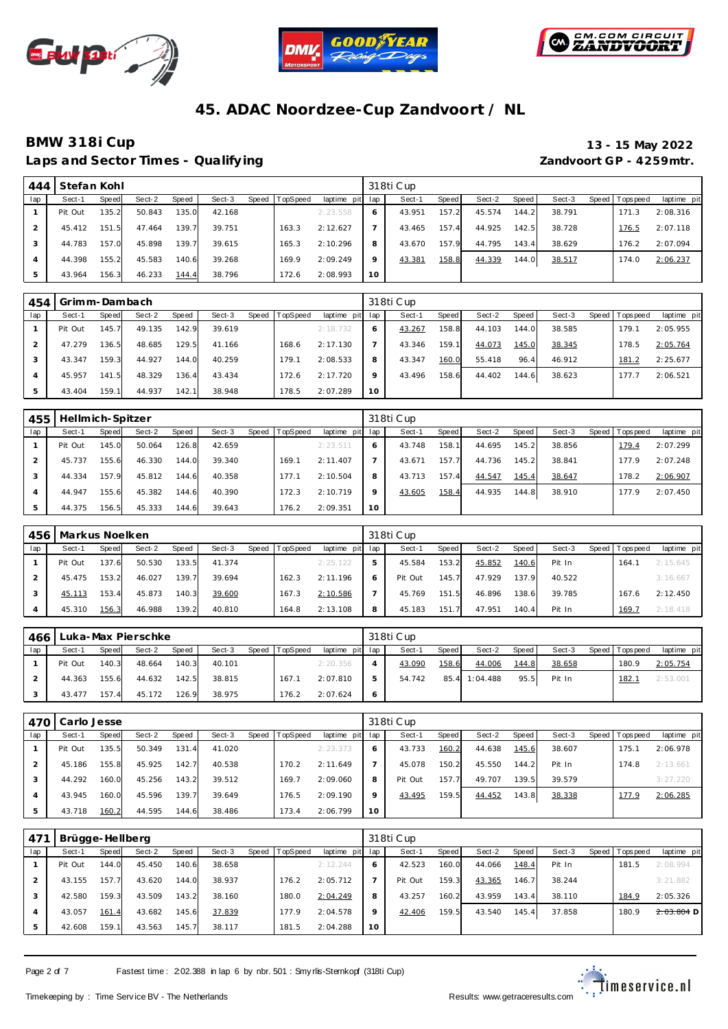# 45. ADAC Noordzee-Cup Zandvoort / NL

## BMW 318i Cup

**13 - 15 May 2022**

### Laps and Sector Times - Qualifying

**Zandvoort GP - 4259mtr.**

| 444 | Stefan Kohl | | | | | | | | | 318ti Cup | | | | | | | | |
|---|---|---|---|---|---|---|---|---|---|---|---|---|---|---|---|---|---|---|
| lap | Sect-1 | Speed | Sect-2 | Speed | Sect-3 | Speed | TopSpeed | laptime pit | lap | Sect-1 | Speed | Sect-2 | Speed | Sect-3 | Speed | Topspeed | laptime pit |
| 1 | Pit Out | 135.2 | 50.843 | 135.0 | 42.168 | | | 2:23.558 | 6 | 43.951 | 157.2 | 45.574 | 144.2 | 38.791 | | 171.3 | 2:08.316 |
| 2 | 45.412 | 151.5 | 47.464 | 139.7 | 39.751 | | 163.3 | 2:12.627 | 7 | 43.465 | 157.4 | 44.925 | 142.5 | 38.728 | | 176.5 | 2:07.118 |
| 3 | 44.783 | 157.0 | 45.898 | 139.7 | 39.615 | | 165.3 | 2:10.296 | 8 | 43.670 | 157.9 | 44.795 | 143.4 | 38.629 | | 176.2 | 2:07.094 |
| 4 | 44.398 | 155.2 | 45.583 | 140.6 | 39.268 | | 169.9 | 2:09.249 | 9 | 43.381 | 158.8 | 44.339 | 144.0 | 38.517 | | 174.0 | 2:06.237 |
| 5 | 43.964 | 156.3 | 46.233 | 144.4 | 38.796 | | 172.6 | 2:08.993 | 10 | | | | | | | | |

| 454 | Grimm-Dambach | | | | | | | | | 318ti Cup | | | | | | | | |
|---|---|---|---|---|---|---|---|---|---|---|---|---|---|---|---|---|---|---|
| lap | Sect-1 | Speed | Sect-2 | Speed | Sect-3 | Speed | TopSpeed | laptime pit | lap | Sect-1 | Speed | Sect-2 | Speed | Sect-3 | Speed | Topspeed | laptime pit |
| 1 | Pit Out | 145.7 | 49.135 | 142.9 | 39.619 | | | 2:18.732 | 6 | 43.267 | 158.8 | 44.103 | 144.0 | 38.585 | | 179.1 | 2:05.955 |
| 2 | 47.279 | 136.5 | 48.685 | 129.5 | 41.166 | | 168.6 | 2:17.130 | 7 | 43.346 | 159.1 | 44.073 | 145.0 | 38.345 | | 178.5 | 2:05.764 |
| 3 | 43.347 | 159.3 | 44.927 | 144.0 | 40.259 | | 179.1 | 2:08.533 | 8 | 43.347 | 160.0 | 55.418 | 96.4 | 46.912 | | 181.2 | 2:25.677 |
| 4 | 45.957 | 141.5 | 48.329 | 136.4 | 43.434 | | 172.6 | 2:17.720 | 9 | 43.496 | 158.6 | 44.402 | 144.6 | 38.623 | | 177.7 | 2:06.521 |
| 5 | 43.404 | 159.1 | 44.937 | 142.1 | 38.948 | | 178.5 | 2:07.289 | 10 | | | | | | | | |

| 455 | Hellmich-Spitzer | | | | | | | | | 318ti Cup | | | | | | | | |
|---|---|---|---|---|---|---|---|---|---|---|---|---|---|---|---|---|---|---|
| lap | Sect-1 | Speed | Sect-2 | Speed | Sect-3 | Speed | TopSpeed | laptime pit | lap | Sect-1 | Speed | Sect-2 | Speed | Sect-3 | Speed | Topspeed | laptime pit |
| 1 | Pit Out | 145.0 | 50.064 | 126.8 | 42.659 | | | 2:23.511 | 6 | 43.748 | 158.1 | 44.695 | 145.2 | 38.856 | | 179.4 | 2:07.299 |
| 2 | 45.737 | 155.6 | 46.330 | 144.0 | 39.340 | | 169.1 | 2:11.407 | 7 | 43.671 | 157.7 | 44.736 | 145.2 | 38.841 | | 177.9 | 2:07.248 |
| 3 | 44.334 | 157.9 | 45.812 | 144.6 | 40.358 | | 177.1 | 2:10.504 | 8 | 43.713 | 157.4 | 44.547 | 145.4 | 38.647 | | 178.2 | 2:06.907 |
| 4 | 44.947 | 155.6 | 45.382 | 144.6 | 40.390 | | 172.3 | 2:10.719 | 9 | 43.605 | 158.4 | 44.935 | 144.8 | 38.910 | | 177.9 | 2:07.450 |
| 5 | 44.375 | 156.5 | 45.333 | 144.6 | 39.643 | | 176.2 | 2:09.351 | 10 | | | | | | | | |

| 456 | Markus Noelken | | | | | | | | | 318ti Cup | | | | | | | | |
|---|---|---|---|---|---|---|---|---|---|---|---|---|---|---|---|---|---|---|
| lap | Sect-1 | Speed | Sect-2 | Speed | Sect-3 | Speed | TopSpeed | laptime pit | lap | Sect-1 | Speed | Sect-2 | Speed | Sect-3 | Speed | Topspeed | laptime pit |
| 1 | Pit Out | 137.6 | 50.530 | 133.5 | 41.374 | | | 2:25.122 | 5 | 45.584 | 153.2 | 45.852 | 140.6 | Pit In | | 164.1 | 2:15.645 |
| 2 | 45.475 | 153.2 | 46.027 | 139.7 | 39.694 | | 162.3 | 2:11.196 | 6 | Pit Out | 145.7 | 47.929 | 137.9 | 40.522 | | | 3:16.667 |
| 3 | 45.113 | 153.4 | 45.873 | 140.3 | 39.600 | | 167.3 | 2:10.586 | 7 | 45.769 | 151.5 | 46.896 | 138.6 | 39.785 | | 167.6 | 2:12.450 |
| 4 | 45.310 | 156.3 | 46.988 | 139.2 | 40.810 | | 164.8 | 2:13.108 | 8 | 45.183 | 151.7 | 47.951 | 140.4 | Pit In | | 169.7 | 2:18.418 |

| 466 | Luka-Max Pierschke | | | | | | | | | 318ti Cup | | | | | | | | |
|---|---|---|---|---|---|---|---|---|---|---|---|---|---|---|---|---|---|---|
| lap | Sect-1 | Speed | Sect-2 | Speed | Sect-3 | Speed | TopSpeed | laptime pit | lap | Sect-1 | Speed | Sect-2 | Speed | Sect-3 | Speed | Topspeed | laptime pit |
| 1 | Pit Out | 140.3 | 48.664 | 140.3 | 40.101 | | | 2:20.356 | 4 | 43.090 | 158.6 | 44.006 | 144.8 | 38.658 | | 180.9 | 2:05.754 |
| 2 | 44.363 | 155.6 | 44.632 | 142.5 | 38.815 | | 167.1 | 2:07.810 | 5 | 54.742 | 85.4 | 1:04.488 | 95.5 | Pit In | | 182.1 | 2:53.001 |
| 3 | 43.477 | 157.4 | 45.172 | 126.9 | 38.975 | | 176.2 | 2:07.624 | 6 | | | | | | | | |

| 470 | Carlo Jesse | | | | | | | | | 318ti Cup | | | | | | | | |
|---|---|---|---|---|---|---|---|---|---|---|---|---|---|---|---|---|---|---|
| lap | Sect-1 | Speed | Sect-2 | Speed | Sect-3 | Speed | TopSpeed | laptime pit | lap | Sect-1 | Speed | Sect-2 | Speed | Sect-3 | Speed | Topspeed | laptime pit |
| 1 | Pit Out | 135.5 | 50.349 | 131.4 | 41.020 | | | 2:23.373 | 6 | 43.733 | 160.2 | 44.638 | 145.6 | 38.607 | | 175.1 | 2:06.978 |
| 2 | 45.186 | 155.8 | 45.925 | 142.7 | 40.538 | | 170.2 | 2:11.649 | 7 | 45.078 | 150.2 | 45.550 | 144.2 | Pit In | | 174.8 | 2:13.661 |
| 3 | 44.292 | 160.0 | 45.256 | 143.2 | 39.512 | | 169.7 | 2:09.060 | 8 | Pit Out | 157.7 | 49.707 | 139.5 | 39.579 | | | 3:27.220 |
| 4 | 43.945 | 160.0 | 45.596 | 139.7 | 39.649 | | 176.5 | 2:09.190 | 9 | 43.495 | 159.5 | 44.452 | 143.8 | 38.338 | | 177.9 | 2:06.285 |
| 5 | 43.718 | 160.2 | 44.595 | 144.6 | 38.486 | | 173.4 | 2:06.799 | 10 | | | | | | | | |

| 471 | Brügge-Hellberg | | | | | | | | | 318ti Cup | | | | | | | | |
|---|---|---|---|---|---|---|---|---|---|---|---|---|---|---|---|---|---|---|
| lap | Sect-1 | Speed | Sect-2 | Speed | Sect-3 | Speed | TopSpeed | laptime pit | lap | Sect-1 | Speed | Sect-2 | Speed | Sect-3 | Speed | Topspeed | laptime pit |
| 1 | Pit Out | 144.0 | 45.450 | 140.6 | 38.658 | | | 2:12.244 | 6 | 42.523 | 160.0 | 44.066 | 148.4 | Pit In | | 181.5 | 2:08.994 |
| 2 | 43.155 | 157.7 | 43.620 | 144.0 | 38.937 | | 176.2 | 2:05.712 | 7 | Pit Out | 159.3 | 43.365 | 146.7 | 38.244 | | | 3:21.882 |
| 3 | 42.580 | 159.3 | 43.509 | 143.2 | 38.160 | | 180.0 | 2:04.249 | 8 | 43.257 | 160.2 | 43.959 | 143.4 | 38.110 | | 184.9 | 2:05.326 |
| 4 | 43.057 | 161.4 | 43.682 | 145.6 | 37.839 | | 177.9 | 2:04.578 | 9 | 42.406 | 159.5 | 43.540 | 145.4 | 37.858 | | 180.9 | ~~2:03.804~~ D |
| 5 | 42.608 | 159.1 | 43.563 | 145.7 | 38.117 | | 181.5 | 2:04.288 | 10 | | | | | | | | |

Fastest time : 2:02.388 in lap 6 by nbr. 501 : Smyrlis-Sternkopf (318ti Cup)

Timekeeping by : Time Service BV - The Netherlands

Results: www.getraceresults.com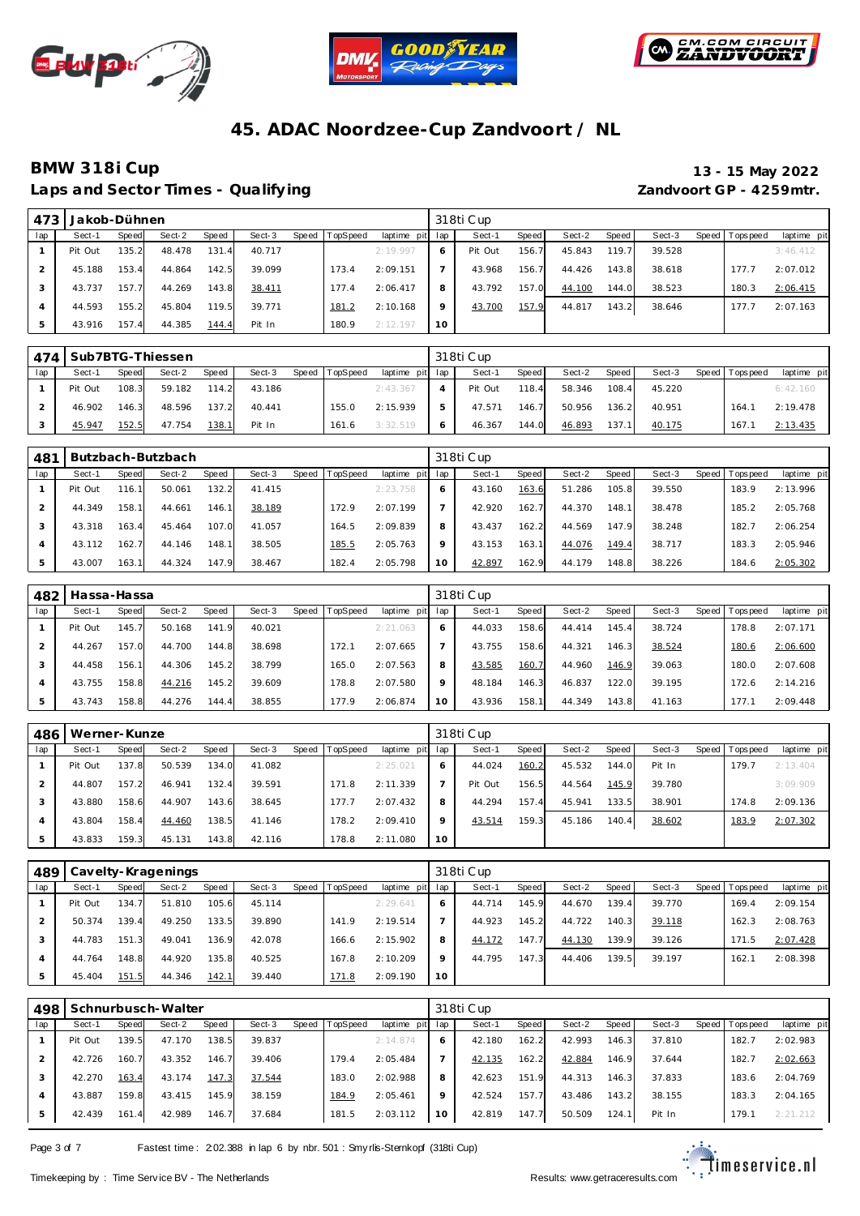# 45. ADAC Noordzee-Cup Zandvoort / NL

## BMW 318i Cup

**13 - 15 May 2022**

### Laps and Sector Times - Qualifying

**Zandvoort GP - 4259mtr.**

| 473 | Jakob-Dühnen | | | | | | | | 318ti Cup | | | | | | | | |
|---|---|---|---|---|---|---|---|---|---|---|---|---|---|---|---|---|---|
| lap | Sect-1 | Speed | Sect-2 | Speed | Sect-3 | Speed | TopSpeed | laptime pit | lap | Sect-1 | Speed | Sect-2 | Speed | Sect-3 | Speed | Topspeed | laptime pit |
| 1 | Pit Out | 135.2 | 48.478 | 131.4 | 40.717 | | | 2:19.997 | 6 | Pit Out | 156.7 | 45.843 | 119.7 | 39.528 | | | 3:46.412 |
| 2 | 45.188 | 153.4 | 44.864 | 142.5 | 39.099 | | 173.4 | 2:09.151 | 7 | 43.968 | 156.7 | 44.426 | 143.8 | 38.618 | | 177.7 | 2:07.012 |
| 3 | 43.737 | 157.7 | 44.269 | 143.8 | 38.411 | | 177.4 | 2:06.417 | 8 | 43.792 | 157.0 | 44.100 | 144.0 | 38.523 | | 180.3 | 2:06.415 |
| 4 | 44.593 | 155.2 | 45.804 | 119.5 | 39.771 | | 181.2 | 2:10.168 | 9 | 43.700 | 157.9 | 44.817 | 143.2 | 38.646 | | 177.7 | 2:07.163 |
| 5 | 43.916 | 157.4 | 44.385 | 144.4 | Pit In | | 180.9 | 2:12.197 | 10 | | | | | | | | |

| 474 | Sub7BTG-Thiessen | | | | | | | | 318ti Cup | | | | | | | | |
|---|---|---|---|---|---|---|---|---|---|---|---|---|---|---|---|---|---|
| lap | Sect-1 | Speed | Sect-2 | Speed | Sect-3 | Speed | TopSpeed | laptime pit | lap | Sect-1 | Speed | Sect-2 | Speed | Sect-3 | Speed | Topspeed | laptime pit |
| 1 | Pit Out | 108.3 | 59.182 | 114.2 | 43.186 | | | 2:43.367 | 4 | Pit Out | 118.4 | 58.346 | 108.4 | 45.220 | | | 6:42.160 |
| 2 | 46.902 | 146.3 | 48.596 | 137.2 | 40.441 | | 155.0 | 2:15.939 | 5 | 47.571 | 146.7 | 50.956 | 136.2 | 40.951 | | 164.1 | 2:19.478 |
| 3 | 45.947 | 152.5 | 47.754 | 138.1 | Pit In | | 161.6 | 3:32.519 | 6 | 46.367 | 144.0 | 46.893 | 137.1 | 40.175 | | 167.1 | 2:13.435 |

| 481 | Butzbach-Butzbach | | | | | | | | 318ti Cup | | | | | | | | |
|---|---|---|---|---|---|---|---|---|---|---|---|---|---|---|---|---|---|
| lap | Sect-1 | Speed | Sect-2 | Speed | Sect-3 | Speed | TopSpeed | laptime pit | lap | Sect-1 | Speed | Sect-2 | Speed | Sect-3 | Speed | Topspeed | laptime pit |
| 1 | Pit Out | 116.1 | 50.061 | 132.2 | 41.415 | | | 2:23.758 | 6 | 43.160 | 163.6 | 51.286 | 105.8 | 39.550 | | 183.9 | 2:13.996 |
| 2 | 44.349 | 158.1 | 44.661 | 146.1 | 38.189 | | 172.9 | 2:07.199 | 7 | 42.920 | 162.7 | 44.370 | 148.1 | 38.478 | | 185.2 | 2:05.768 |
| 3 | 43.318 | 163.4 | 45.464 | 107.0 | 41.057 | | 164.5 | 2:09.839 | 8 | 43.437 | 162.2 | 44.569 | 147.9 | 38.248 | | 182.7 | 2:06.254 |
| 4 | 43.112 | 162.7 | 44.146 | 148.1 | 38.505 | | 185.5 | 2:05.763 | 9 | 43.153 | 163.1 | 44.076 | 149.4 | 38.717 | | 183.3 | 2:05.946 |
| 5 | 43.007 | 163.1 | 44.324 | 147.9 | 38.467 | | 182.4 | 2:05.798 | 10 | 42.897 | 162.9 | 44.179 | 148.8 | 38.226 | | 184.6 | 2:05.302 |

| 482 | Hassa-Hassa | | | | | | | | 318ti Cup | | | | | | | | |
|---|---|---|---|---|---|---|---|---|---|---|---|---|---|---|---|---|---|
| lap | Sect-1 | Speed | Sect-2 | Speed | Sect-3 | Speed | TopSpeed | laptime pit | lap | Sect-1 | Speed | Sect-2 | Speed | Sect-3 | Speed | Topspeed | laptime pit |
| 1 | Pit Out | 145.7 | 50.168 | 141.9 | 40.021 | | | 2:21.063 | 6 | 44.033 | 158.6 | 44.414 | 145.4 | 38.724 | | 178.8 | 2:07.171 |
| 2 | 44.267 | 157.0 | 44.700 | 144.8 | 38.698 | | 172.1 | 2:07.665 | 7 | 43.755 | 158.6 | 44.321 | 146.3 | 38.524 | | 180.6 | 2:06.600 |
| 3 | 44.458 | 156.1 | 44.306 | 145.2 | 38.799 | | 165.0 | 2:07.563 | 8 | 43.585 | 160.7 | 44.960 | 146.9 | 39.063 | | 180.0 | 2:07.608 |
| 4 | 43.755 | 158.8 | 44.216 | 145.2 | 39.609 | | 178.8 | 2:07.580 | 9 | 48.184 | 146.3 | 46.837 | 122.0 | 39.195 | | 172.6 | 2:14.216 |
| 5 | 43.743 | 158.8 | 44.276 | 144.4 | 38.855 | | 177.9 | 2:06.874 | 10 | 43.936 | 158.1 | 44.349 | 143.8 | 41.163 | | 177.1 | 2:09.448 |

| 486 | Werner-Kunze | | | | | | | | 318ti Cup | | | | | | | | |
|---|---|---|---|---|---|---|---|---|---|---|---|---|---|---|---|---|---|
| lap | Sect-1 | Speed | Sect-2 | Speed | Sect-3 | Speed | TopSpeed | laptime pit | lap | Sect-1 | Speed | Sect-2 | Speed | Sect-3 | Speed | Topspeed | laptime pit |
| 1 | Pit Out | 137.8 | 50.539 | 134.0 | 41.082 | | | 2:25.021 | 6 | 44.024 | 160.2 | 45.532 | 144.0 | Pit In | | 179.7 | 2:13.404 |
| 2 | 44.807 | 157.2 | 46.941 | 132.4 | 39.591 | | 171.8 | 2:11.339 | 7 | Pit Out | 156.5 | 44.564 | 145.9 | 39.780 | | | 3:09.909 |
| 3 | 43.880 | 158.6 | 44.907 | 143.6 | 38.645 | | 177.7 | 2:07.432 | 8 | 44.294 | 157.4 | 45.941 | 133.5 | 38.901 | | 174.8 | 2:09.136 |
| 4 | 43.804 | 158.4 | 44.460 | 138.5 | 41.146 | | 178.2 | 2:09.410 | 9 | 43.514 | 159.3 | 45.186 | 140.4 | 38.602 | | 183.9 | 2:07.302 |
| 5 | 43.833 | 159.3 | 45.131 | 143.8 | 42.116 | | 178.8 | 2:11.080 | 10 | | | | | | | | |

| 489 | Cavelty-Kragenings | | | | | | | | 318ti Cup | | | | | | | | |
|---|---|---|---|---|---|---|---|---|---|---|---|---|---|---|---|---|---|
| lap | Sect-1 | Speed | Sect-2 | Speed | Sect-3 | Speed | TopSpeed | laptime pit | lap | Sect-1 | Speed | Sect-2 | Speed | Sect-3 | Speed | Topspeed | laptime pit |
| 1 | Pit Out | 134.7 | 51.810 | 105.6 | 45.114 | | | 2:29.641 | 6 | 44.714 | 145.9 | 44.670 | 139.4 | 39.770 | | 169.4 | 2:09.154 |
| 2 | 50.374 | 139.4 | 49.250 | 133.5 | 39.890 | | 141.9 | 2:19.514 | 7 | 44.923 | 145.2 | 44.722 | 140.3 | 39.118 | | 162.3 | 2:08.763 |
| 3 | 44.783 | 151.3 | 49.041 | 136.9 | 42.078 | | 166.6 | 2:15.902 | 8 | 44.172 | 147.7 | 44.130 | 139.9 | 39.126 | | 171.5 | 2:07.428 |
| 4 | 44.764 | 148.8 | 44.920 | 135.8 | 40.525 | | 167.8 | 2:10.209 | 9 | 44.795 | 147.3 | 44.406 | 139.5 | 39.197 | | 162.1 | 2:08.398 |
| 5 | 45.404 | 151.5 | 44.346 | 142.1 | 39.440 | | 171.8 | 2:09.190 | 10 | | | | | | | | |

| 498 | Schnurbusch-Walter | | | | | | | | 318ti Cup | | | | | | | | |
|---|---|---|---|---|---|---|---|---|---|---|---|---|---|---|---|---|---|
| lap | Sect-1 | Speed | Sect-2 | Speed | Sect-3 | Speed | TopSpeed | laptime pit | lap | Sect-1 | Speed | Sect-2 | Speed | Sect-3 | Speed | Topspeed | laptime pit |
| 1 | Pit Out | 139.5 | 47.170 | 138.5 | 39.837 | | | 2:14.874 | 6 | 42.180 | 162.2 | 42.993 | 146.3 | 37.810 | | 182.7 | 2:02.983 |
| 2 | 42.726 | 160.7 | 43.352 | 146.7 | 39.406 | | 179.4 | 2:05.484 | 7 | 42.135 | 162.2 | 42.884 | 146.9 | 37.644 | | 182.7 | 2:02.663 |
| 3 | 42.270 | 163.4 | 43.174 | 147.3 | 37.544 | | 183.0 | 2:02.988 | 8 | 42.623 | 151.9 | 44.313 | 146.3 | 37.833 | | 183.6 | 2:04.769 |
| 4 | 43.887 | 159.8 | 43.415 | 145.9 | 38.159 | | 184.9 | 2:05.461 | 9 | 42.524 | 157.7 | 43.486 | 143.2 | 38.155 | | 183.3 | 2:04.165 |
| 5 | 42.439 | 161.4 | 42.989 | 146.7 | 37.684 | | 181.5 | 2:03.112 | 10 | 42.819 | 147.7 | 50.509 | 124.1 | Pit In | | 179.1 | 2:21.212 |

Fastest time : 2:02.388 in lap 6 by nbr. 501 : Smyrlis-Sternkopf (318ti Cup)

Timekeeping by : Time Service BV - The Netherlands

Results: www.getraceresults.com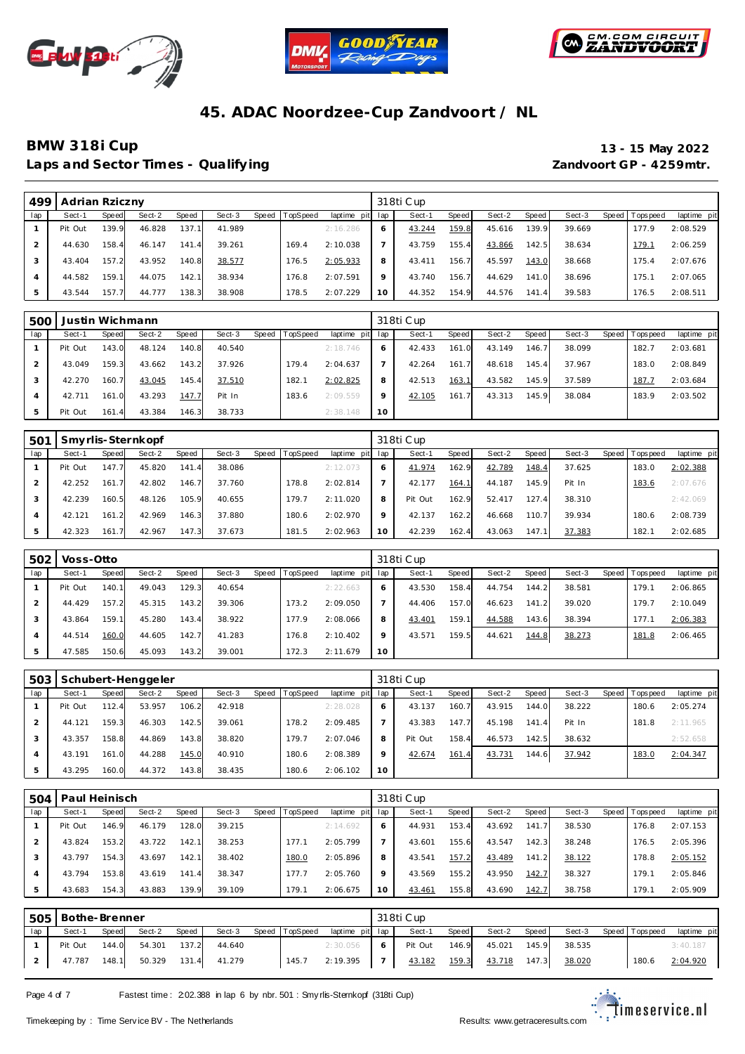# 45. ADAC Noordzee-Cup Zandvoort / NL

## BMW 318i Cup

**13 - 15 May 2022**

**Laps and Sector Times - Qualifying**

**Zandvoort GP - 4259mtr.**

| 499 | Adrian Rziczny | | | | | | | | 318ti Cup | | | | | | | | |
|---|---|---|---|---|---|---|---|---|---|---|---|---|---|---|---|---|---|
| lap | Sect-1 | Speed | Sect-2 | Speed | Sect-3 | Speed | TopSpeed | laptime pit | lap | Sect-1 | Speed | Sect-2 | Speed | Sect-3 | Speed | Topspeed | laptime pit |
| 1 | Pit Out | 139.9 | 46.828 | 137.1 | 41.989 | | | 2:16.286 | 6 | 43.244 | 159.8 | 45.616 | 139.9 | 39.669 | | 177.9 | 2:08.529 |
| 2 | 44.630 | 158.4 | 46.147 | 141.4 | 39.261 | | 169.4 | 2:10.038 | 7 | 43.759 | 155.4 | 43.866 | 142.5 | 38.634 | | 179.1 | 2:06.259 |
| 3 | 43.404 | 157.2 | 43.952 | 140.8 | 38.577 | | 176.5 | 2:05.933 | 8 | 43.411 | 156.7 | 45.597 | 143.0 | 38.668 | | 175.4 | 2:07.676 |
| 4 | 44.582 | 159.1 | 44.075 | 142.1 | 38.934 | | 176.8 | 2:07.591 | 9 | 43.740 | 156.7 | 44.629 | 141.0 | 38.696 | | 175.1 | 2:07.065 |
| 5 | 43.544 | 157.7 | 44.777 | 138.3 | 38.908 | | 178.5 | 2:07.229 | 10 | 44.352 | 154.9 | 44.576 | 141.4 | 39.583 | | 176.5 | 2:08.511 |

| 500 | Justin Wichmann | | | | | | | | 318ti Cup | | | | | | | | |
|---|---|---|---|---|---|---|---|---|---|---|---|---|---|---|---|---|---|
| lap | Sect-1 | Speed | Sect-2 | Speed | Sect-3 | Speed | TopSpeed | laptime pit | lap | Sect-1 | Speed | Sect-2 | Speed | Sect-3 | Speed | Topspeed | laptime pit |
| 1 | Pit Out | 143.0 | 48.124 | 140.8 | 40.540 | | | 2:18.746 | 6 | 42.433 | 161.0 | 43.149 | 146.7 | 38.099 | | 182.7 | 2:03.681 |
| 2 | 43.049 | 159.3 | 43.662 | 143.2 | 37.926 | | 179.4 | 2:04.637 | 7 | 42.264 | 161.7 | 48.618 | 145.4 | 37.967 | | 183.0 | 2:08.849 |
| 3 | 42.270 | 160.7 | 43.045 | 145.4 | 37.510 | | 182.1 | 2:02.825 | 8 | 42.513 | 163.1 | 43.582 | 145.9 | 37.589 | | 187.7 | 2:03.684 |
| 4 | 42.711 | 161.0 | 43.293 | 147.7 | Pit In | | 183.6 | 2:09.559 | 9 | 42.105 | 161.7 | 43.313 | 145.9 | 38.084 | | 183.9 | 2:03.502 |
| 5 | Pit Out | 161.4 | 43.384 | 146.3 | 38.733 | | | 2:38.148 | 10 | | | | | | | | |

| 501 | Smyrlis-Sternkopf | | | | | | | | 318ti Cup | | | | | | | | |
|---|---|---|---|---|---|---|---|---|---|---|---|---|---|---|---|---|---|
| lap | Sect-1 | Speed | Sect-2 | Speed | Sect-3 | Speed | TopSpeed | laptime pit | lap | Sect-1 | Speed | Sect-2 | Speed | Sect-3 | Speed | Topspeed | laptime pit |
| 1 | Pit Out | 147.7 | 45.820 | 141.4 | 38.086 | | | 2:12.073 | 6 | 41.974 | 162.9 | 42.789 | 148.4 | 37.625 | | 183.0 | 2:02.388 |
| 2 | 42.252 | 161.7 | 42.802 | 146.7 | 37.760 | | 178.8 | 2:02.814 | 7 | 42.177 | 164.1 | 44.187 | 145.9 | Pit In | | 183.6 | 2:07.676 |
| 3 | 42.239 | 160.5 | 48.126 | 105.9 | 40.655 | | 179.7 | 2:11.020 | 8 | Pit Out | 162.9 | 52.417 | 127.4 | 38.310 | | | 2:42.069 |
| 4 | 42.121 | 161.2 | 42.969 | 146.3 | 37.880 | | 180.6 | 2:02.970 | 9 | 42.137 | 162.2 | 46.668 | 110.7 | 39.934 | | 180.6 | 2:08.739 |
| 5 | 42.323 | 161.7 | 42.967 | 147.3 | 37.673 | | 181.5 | 2:02.963 | 10 | 42.239 | 162.4 | 43.063 | 147.1 | 37.383 | | 182.1 | 2:02.685 |

| 502 | Voss-Otto | | | | | | | | 318ti Cup | | | | | | | | |
|---|---|---|---|---|---|---|---|---|---|---|---|---|---|---|---|---|---|
| lap | Sect-1 | Speed | Sect-2 | Speed | Sect-3 | Speed | TopSpeed | laptime pit | lap | Sect-1 | Speed | Sect-2 | Speed | Sect-3 | Speed | Topspeed | laptime pit |
| 1 | Pit Out | 140.1 | 49.043 | 129.3 | 40.654 | | | 2:22.663 | 6 | 43.530 | 158.4 | 44.754 | 144.2 | 38.581 | | 179.1 | 2:06.865 |
| 2 | 44.429 | 157.2 | 45.315 | 143.2 | 39.306 | | 173.2 | 2:09.050 | 7 | 44.406 | 157.0 | 46.623 | 141.2 | 39.020 | | 179.7 | 2:10.049 |
| 3 | 43.864 | 159.1 | 45.280 | 143.4 | 38.922 | | 177.9 | 2:08.066 | 8 | 43.401 | 159.1 | 44.588 | 143.6 | 38.394 | | 177.1 | 2:06.383 |
| 4 | 44.514 | 160.0 | 44.605 | 142.7 | 41.283 | | 176.8 | 2:10.402 | 9 | 43.571 | 159.5 | 44.621 | 144.8 | 38.273 | | 181.8 | 2:06.465 |
| 5 | 47.585 | 150.6 | 45.093 | 143.2 | 39.001 | | 172.3 | 2:11.679 | 10 | | | | | | | | |

| 503 | Schubert-Henggeler | | | | | | | | 318ti Cup | | | | | | | | |
|---|---|---|---|---|---|---|---|---|---|---|---|---|---|---|---|---|---|
| lap | Sect-1 | Speed | Sect-2 | Speed | Sect-3 | Speed | TopSpeed | laptime pit | lap | Sect-1 | Speed | Sect-2 | Speed | Sect-3 | Speed | Topspeed | laptime pit |
| 1 | Pit Out | 112.4 | 53.957 | 106.2 | 42.918 | | | 2:28.028 | 6 | 43.137 | 160.7 | 43.915 | 144.0 | 38.222 | | 180.6 | 2:05.274 |
| 2 | 44.121 | 159.3 | 46.303 | 142.5 | 39.061 | | 178.2 | 2:09.485 | 7 | 43.383 | 147.7 | 45.198 | 141.4 | Pit In | | 181.8 | 2:11.965 |
| 3 | 43.357 | 158.8 | 44.869 | 143.8 | 38.820 | | 179.7 | 2:07.046 | 8 | Pit Out | 158.4 | 46.573 | 142.5 | 38.632 | | | 2:52.658 |
| 4 | 43.191 | 161.0 | 44.288 | 145.0 | 40.910 | | 180.6 | 2:08.389 | 9 | 42.674 | 161.4 | 43.731 | 144.6 | 37.942 | | 183.0 | 2:04.347 |
| 5 | 43.295 | 160.0 | 44.372 | 143.8 | 38.435 | | 180.6 | 2:06.102 | 10 | | | | | | | | |

| 504 | Paul Heinisch | | | | | | | | 318ti Cup | | | | | | | | |
|---|---|---|---|---|---|---|---|---|---|---|---|---|---|---|---|---|---|
| lap | Sect-1 | Speed | Sect-2 | Speed | Sect-3 | Speed | TopSpeed | laptime pit | lap | Sect-1 | Speed | Sect-2 | Speed | Sect-3 | Speed | Topspeed | laptime pit |
| 1 | Pit Out | 146.9 | 46.179 | 128.0 | 39.215 | | | 2:14.692 | 6 | 44.931 | 153.4 | 43.692 | 141.7 | 38.530 | | 176.8 | 2:07.153 |
| 2 | 43.824 | 153.2 | 43.722 | 142.1 | 38.253 | | 177.1 | 2:05.799 | 7 | 43.601 | 155.6 | 43.547 | 142.3 | 38.248 | | 176.5 | 2:05.396 |
| 3 | 43.797 | 154.3 | 43.697 | 142.1 | 38.402 | | 180.0 | 2:05.896 | 8 | 43.541 | 157.2 | 43.489 | 141.2 | 38.122 | | 178.8 | 2:05.152 |
| 4 | 43.794 | 153.8 | 43.619 | 141.4 | 38.347 | | 177.7 | 2:05.760 | 9 | 43.569 | 155.2 | 43.950 | 142.7 | 38.327 | | 179.1 | 2:05.846 |
| 5 | 43.683 | 154.3 | 43.883 | 139.9 | 39.109 | | 179.1 | 2:06.675 | 10 | 43.461 | 155.8 | 43.690 | 142.7 | 38.758 | | 179.1 | 2:05.909 |

| 505 | Bothe-Brenner | | | | | | | | 318ti Cup | | | | | | | | |
|---|---|---|---|---|---|---|---|---|---|---|---|---|---|---|---|---|---|
| lap | Sect-1 | Speed | Sect-2 | Speed | Sect-3 | Speed | TopSpeed | laptime pit | lap | Sect-1 | Speed | Sect-2 | Speed | Sect-3 | Speed | Topspeed | laptime pit |
| 1 | Pit Out | 144.0 | 54.301 | 137.2 | 44.640 | | | 2:30.056 | 6 | Pit Out | 146.9 | 45.021 | 145.9 | 38.535 | | | 3:40.187 |
| 2 | 47.787 | 148.1 | 50.329 | 131.4 | 41.279 | | 145.7 | 2:19.395 | 7 | 43.182 | 159.3 | 43.718 | 147.3 | 38.020 | | 180.6 | 2:04.920 |

Fastest time : 2:02.388 in lap 6 by nbr. 501 : Smyrlis-Sternkopf (318ti Cup)

Timekeeping by : Time Service BV - The Netherlands

Results: www.getraceresults.com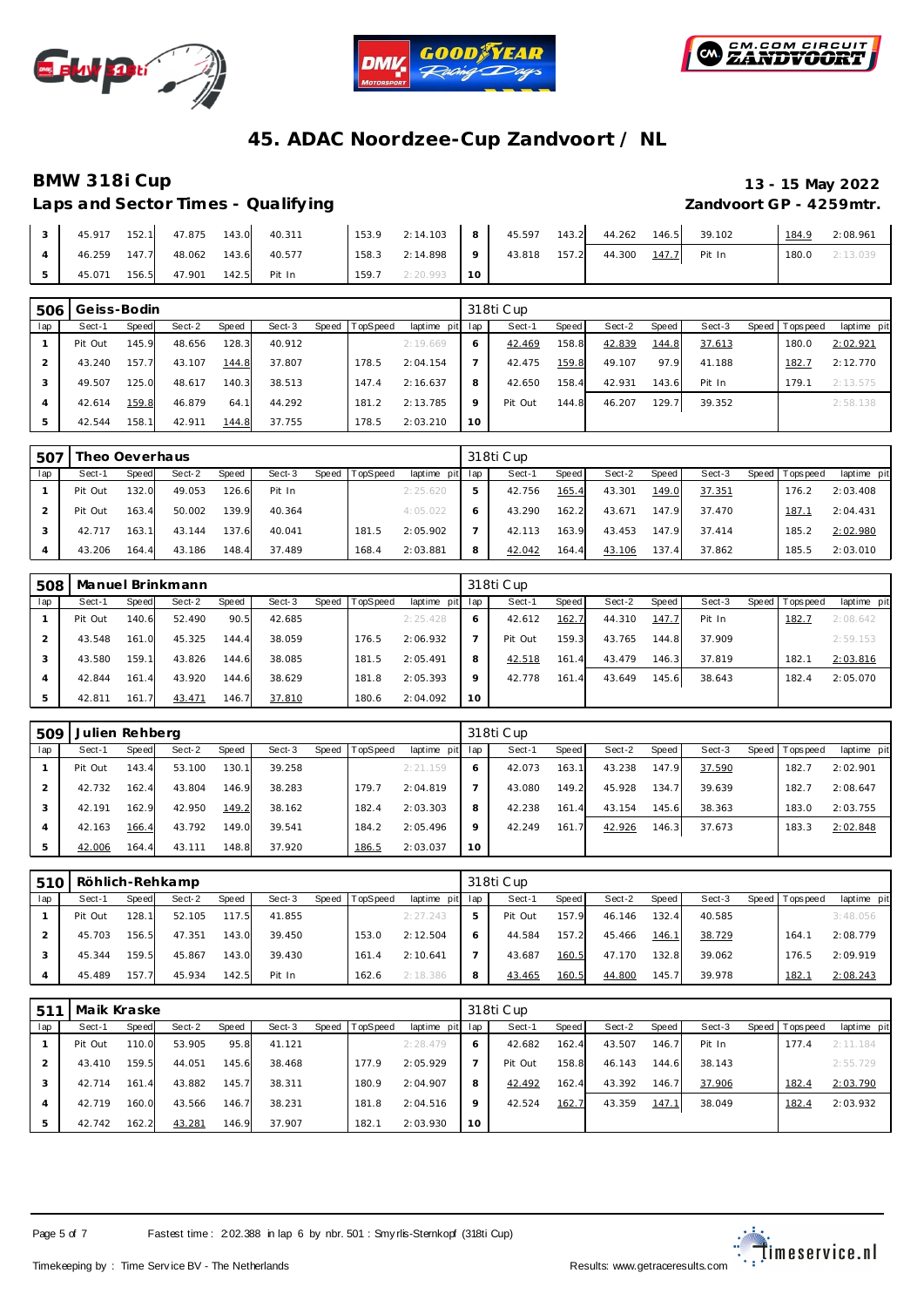# 45. ADAC Noordzee-Cup Zandvoort / NL

## BMW 318i Cup

**13 - 15 May 2022**

### Laps and Sector Times - Qualifying

**Zandvoort GP - 4259mtr.**

| lap | Sect-1 | Speed | Sect-2 | Speed | Sect-3 | Speed | TopSpeed | laptime pit | lap | Sect-1 | Speed | Sect-2 | Speed | Sect-3 | Speed | Topspeed | laptime pit |
|---|---|---|---|---|---|---|---|---|---|---|---|---|---|---|---|---|---|
| 3 | 45.917 | 152.1 | 47.875 | 143.0 | 40.311 | | 153.9 | 2:14.103 | 8 | 45.597 | 143.2 | 44.262 | 146.5 | 39.102 | | 184.9 | 2:08.961 |
| 4 | 46.259 | 147.7 | 48.062 | 143.6 | 40.577 | | 158.3 | 2:14.898 | 9 | 43.818 | 157.2 | 44.300 | 147.7 | Pit In | | 180.0 | 2:13.039 |
| 5 | 45.071 | 156.5 | 47.901 | 142.5 | Pit In | | 159.7 | 2:20.993 | 10 | | | | | | | | |

| 506 | Geiss-Bodin | | | | | | | | 318ti Cup | | | | | | | | |
|---|---|---|---|---|---|---|---|---|---|---|---|---|---|---|---|---|---|
| lap | Sect-1 | Speed | Sect-2 | Speed | Sect-3 | Speed | TopSpeed | laptime pit | lap | Sect-1 | Speed | Sect-2 | Speed | Sect-3 | Speed | Topspeed | laptime pit |
| 1 | Pit Out | 145.9 | 48.656 | 128.3 | 40.912 | | | 2:19.669 | 6 | 42.469 | 158.8 | 42.839 | 144.8 | 37.613 | | 180.0 | 2:02.921 |
| 2 | 43.240 | 157.7 | 43.107 | 144.8 | 37.807 | | 178.5 | 2:04.154 | 7 | 42.475 | 159.8 | 49.107 | 97.9 | 41.188 | | 182.7 | 2:12.770 |
| 3 | 49.507 | 125.0 | 48.617 | 140.3 | 38.513 | | 147.4 | 2:16.637 | 8 | 42.650 | 158.4 | 42.931 | 143.6 | Pit In | | 179.1 | 2:13.575 |
| 4 | 42.614 | 159.8 | 46.879 | 64.1 | 44.292 | | 181.2 | 2:13.785 | 9 | Pit Out | 144.8 | 46.207 | 129.7 | 39.352 | | | 2:58.138 |
| 5 | 42.544 | 158.1 | 42.911 | 144.8 | 37.755 | | 178.5 | 2:03.210 | 10 | | | | | | | | |

| 507 | Theo Oeverhaus | | | | | | | | 318ti Cup | | | | | | | | |
|---|---|---|---|---|---|---|---|---|---|---|---|---|---|---|---|---|---|
| lap | Sect-1 | Speed | Sect-2 | Speed | Sect-3 | Speed | TopSpeed | laptime pit | lap | Sect-1 | Speed | Sect-2 | Speed | Sect-3 | Speed | Topspeed | laptime pit |
| 1 | Pit Out | 132.0 | 49.053 | 126.6 | Pit In | | | 2:25.620 | 5 | 42.756 | 165.4 | 43.301 | 149.0 | 37.351 | | 176.2 | 2:03.408 |
| 2 | Pit Out | 163.4 | 50.002 | 139.9 | 40.364 | | | 4:05.022 | 6 | 43.290 | 162.2 | 43.671 | 147.9 | 37.470 | | 187.1 | 2:04.431 |
| 3 | 42.717 | 163.1 | 43.144 | 137.6 | 40.041 | | 181.5 | 2:05.902 | 7 | 42.113 | 163.9 | 43.453 | 147.9 | 37.414 | | 185.2 | 2:02.980 |
| 4 | 43.206 | 164.4 | 43.186 | 148.4 | 37.489 | | 168.4 | 2:03.881 | 8 | 42.042 | 164.4 | 43.106 | 137.4 | 37.862 | | 185.5 | 2:03.010 |

| 508 | Manuel Brinkmann | | | | | | | | 318ti Cup | | | | | | | | |
|---|---|---|---|---|---|---|---|---|---|---|---|---|---|---|---|---|---|
| lap | Sect-1 | Speed | Sect-2 | Speed | Sect-3 | Speed | TopSpeed | laptime pit | lap | Sect-1 | Speed | Sect-2 | Speed | Sect-3 | Speed | Topspeed | laptime pit |
| 1 | Pit Out | 140.6 | 52.490 | 90.5 | 42.685 | | | 2:25.428 | 6 | 42.612 | 162.7 | 44.310 | 147.7 | Pit In | | 182.7 | 2:08.642 |
| 2 | 43.548 | 161.0 | 45.325 | 144.4 | 38.059 | | 176.5 | 2:06.932 | 7 | Pit Out | 159.3 | 43.765 | 144.8 | 37.909 | | | 2:59.153 |
| 3 | 43.580 | 159.1 | 43.826 | 144.6 | 38.085 | | 181.5 | 2:05.491 | 8 | 42.518 | 161.4 | 43.479 | 146.3 | 37.819 | | 182.1 | 2:03.816 |
| 4 | 42.844 | 161.4 | 43.920 | 144.6 | 38.629 | | 181.8 | 2:05.393 | 9 | 42.778 | 161.4 | 43.649 | 145.6 | 38.643 | | 182.4 | 2:05.070 |
| 5 | 42.811 | 161.7 | 43.471 | 146.7 | 37.810 | | 180.6 | 2:04.092 | 10 | | | | | | | | |

| 509 | Julien Rehberg | | | | | | | | 318ti Cup | | | | | | | | |
|---|---|---|---|---|---|---|---|---|---|---|---|---|---|---|---|---|---|
| lap | Sect-1 | Speed | Sect-2 | Speed | Sect-3 | Speed | TopSpeed | laptime pit | lap | Sect-1 | Speed | Sect-2 | Speed | Sect-3 | Speed | Topspeed | laptime pit |
| 1 | Pit Out | 143.4 | 53.100 | 130.1 | 39.258 | | | 2:21.159 | 6 | 42.073 | 163.1 | 43.238 | 147.9 | 37.590 | | 182.7 | 2:02.901 |
| 2 | 42.732 | 162.4 | 43.804 | 146.9 | 38.283 | | 179.7 | 2:04.819 | 7 | 43.080 | 149.2 | 45.928 | 134.7 | 39.639 | | 182.7 | 2:08.647 |
| 3 | 42.191 | 162.9 | 42.950 | 149.2 | 38.162 | | 182.4 | 2:03.303 | 8 | 42.238 | 161.4 | 43.154 | 145.6 | 38.363 | | 183.0 | 2:03.755 |
| 4 | 42.163 | 166.4 | 43.792 | 149.0 | 39.541 | | 184.2 | 2:05.496 | 9 | 42.249 | 161.7 | 42.926 | 146.3 | 37.673 | | 183.3 | 2:02.848 |
| 5 | 42.006 | 164.4 | 43.111 | 148.8 | 37.920 | | 186.5 | 2:03.037 | 10 | | | | | | | | |

| 510 | Röhlich-Rehkamp | | | | | | | | 318ti Cup | | | | | | | | |
|---|---|---|---|---|---|---|---|---|---|---|---|---|---|---|---|---|---|
| lap | Sect-1 | Speed | Sect-2 | Speed | Sect-3 | Speed | TopSpeed | laptime pit | lap | Sect-1 | Speed | Sect-2 | Speed | Sect-3 | Speed | Topspeed | laptime pit |
| 1 | Pit Out | 128.1 | 52.105 | 117.5 | 41.855 | | | 2:27.243 | 5 | Pit Out | 157.9 | 46.146 | 132.4 | 40.585 | | | 3:48.056 |
| 2 | 45.703 | 156.5 | 47.351 | 143.0 | 39.450 | | 153.0 | 2:12.504 | 6 | 44.584 | 157.2 | 45.466 | 146.1 | 38.729 | | 164.1 | 2:08.779 |
| 3 | 45.344 | 159.5 | 45.867 | 143.0 | 39.430 | | 161.4 | 2:10.641 | 7 | 43.687 | 160.5 | 47.170 | 132.8 | 39.062 | | 176.5 | 2:09.919 |
| 4 | 45.489 | 157.7 | 45.934 | 142.5 | Pit In | | 162.6 | 2:18.386 | 8 | 43.465 | 160.5 | 44.800 | 145.7 | 39.978 | | 182.1 | 2:08.243 |

| 511 | Maik Kraske | | | | | | | | 318ti Cup | | | | | | | | |
|---|---|---|---|---|---|---|---|---|---|---|---|---|---|---|---|---|---|
| lap | Sect-1 | Speed | Sect-2 | Speed | Sect-3 | Speed | TopSpeed | laptime pit | lap | Sect-1 | Speed | Sect-2 | Speed | Sect-3 | Speed | Topspeed | laptime pit |
| 1 | Pit Out | 110.0 | 53.905 | 95.8 | 41.121 | | | 2:28.479 | 6 | 42.682 | 162.4 | 43.507 | 146.7 | Pit In | | 177.4 | 2:11.184 |
| 2 | 43.410 | 159.5 | 44.051 | 145.6 | 38.468 | | 177.9 | 2:05.929 | 7 | Pit Out | 158.8 | 46.143 | 144.6 | 38.143 | | | 2:55.729 |
| 3 | 42.714 | 161.4 | 43.882 | 145.7 | 38.311 | | 180.9 | 2:04.907 | 8 | 42.492 | 162.4 | 43.392 | 146.7 | 37.906 | | 182.4 | 2:03.790 |
| 4 | 42.719 | 160.0 | 43.566 | 146.7 | 38.231 | | 181.8 | 2:04.516 | 9 | 42.524 | 162.7 | 43.359 | 147.1 | 38.049 | | 182.4 | 2:03.932 |
| 5 | 42.742 | 162.2 | 43.281 | 146.9 | 37.907 | | 182.1 | 2:03.930 | 10 | | | | | | | | |

Fastest time : 2:02.388 in lap 6 by nbr. 501 : Smyrlis-Sternkopf (318ti Cup)

Timekeeping by : Time Service BV - The Netherlands

Results: www.getraceresults.com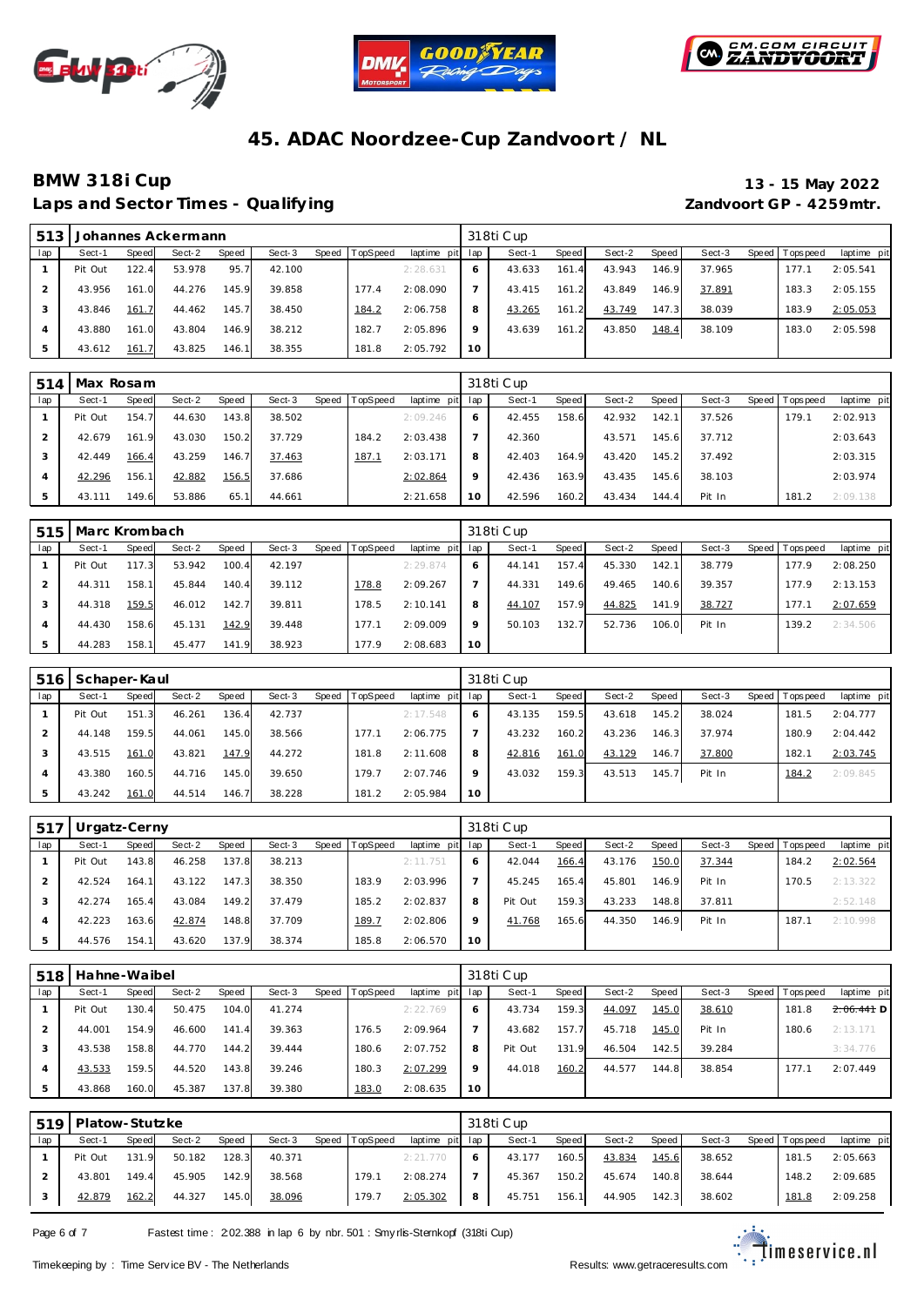# 45. ADAC Noordzee-Cup Zandvoort / NL

## BMW 318i Cup

**13 - 15 May 2022**

**Laps and Sector Times - Qualifying**

**Zandvoort GP - 4259mtr.**

| 513 | Johannes Ackermann | | | | | | | | 318ti Cup | | | | | | | | | |
|---|---|---|---|---|---|---|---|---|---|---|---|---|---|---|---|---|---|---|
| lap | Sect-1 | Speed | Sect-2 | Speed | Sect-3 | Speed | TopSpeed | laptime pit | lap | Sect-1 | Speed | Sect-2 | Speed | Sect-3 | Speed | Topspeed | laptime pit |
| 1 | Pit Out | 122.4 | 53.978 | 95.7 | 42.100 | | | 2:28.631 | 6 | 43.633 | 161.4 | 43.943 | 146.9 | 37.965 | | 177.1 | 2:05.541 |
| 2 | 43.956 | 161.0 | 44.276 | 145.9 | 39.858 | | 177.4 | 2:08.090 | 7 | 43.415 | 161.2 | 43.849 | 146.9 | 37.891 | | 183.3 | 2:05.155 |
| 3 | 43.846 | 161.7 | 44.462 | 145.7 | 38.450 | | 184.2 | 2:06.758 | 8 | 43.265 | 161.2 | 43.749 | 147.3 | 38.039 | | 183.9 | 2:05.053 |
| 4 | 43.880 | 161.0 | 43.804 | 146.9 | 38.212 | | 182.7 | 2:05.896 | 9 | 43.639 | 161.2 | 43.850 | 148.4 | 38.109 | | 183.0 | 2:05.598 |
| 5 | 43.612 | 161.7 | 43.825 | 146.1 | 38.355 | | 181.8 | 2:05.792 | 10 | | | | | | | | |

| 514 | Max Rosam | | | | | | | | 318ti Cup | | | | | | | | | |
|---|---|---|---|---|---|---|---|---|---|---|---|---|---|---|---|---|---|---|
| lap | Sect-1 | Speed | Sect-2 | Speed | Sect-3 | Speed | TopSpeed | laptime pit | lap | Sect-1 | Speed | Sect-2 | Speed | Sect-3 | Speed | Topspeed | laptime pit |
| 1 | Pit Out | 154.7 | 44.630 | 143.8 | 38.502 | | | 2:09.246 | 6 | 42.455 | 158.6 | 42.932 | 142.1 | 37.526 | | 179.1 | 2:02.913 |
| 2 | 42.679 | 161.9 | 43.030 | 150.2 | 37.729 | | 184.2 | 2:03.438 | 7 | 42.360 | | 43.571 | 145.6 | 37.712 | | | 2:03.643 |
| 3 | 42.449 | 166.4 | 43.259 | 146.7 | 37.463 | | 187.1 | 2:03.171 | 8 | 42.403 | 164.9 | 43.420 | 145.2 | 37.492 | | | 2:03.315 |
| 4 | 42.296 | 156.1 | 42.882 | 156.5 | 37.686 | | | 2:02.864 | 9 | 42.436 | 163.9 | 43.435 | 145.6 | 38.103 | | | 2:03.974 |
| 5 | 43.111 | 149.6 | 53.886 | 65.1 | 44.661 | | | 2:21.658 | 10 | 42.596 | 160.2 | 43.434 | 144.4 | Pit In | | 181.2 | 2:09.138 |

| 515 | Marc Krombach | | | | | | | | 318ti Cup | | | | | | | | | |
|---|---|---|---|---|---|---|---|---|---|---|---|---|---|---|---|---|---|---|
| lap | Sect-1 | Speed | Sect-2 | Speed | Sect-3 | Speed | TopSpeed | laptime pit | lap | Sect-1 | Speed | Sect-2 | Speed | Sect-3 | Speed | Topspeed | laptime pit |
| 1 | Pit Out | 117.3 | 53.942 | 100.4 | 42.197 | | | 2:29.874 | 6 | 44.141 | 157.4 | 45.330 | 142.1 | 38.779 | | 177.9 | 2:08.250 |
| 2 | 44.311 | 158.1 | 45.844 | 140.4 | 39.112 | | 178.8 | 2:09.267 | 7 | 44.331 | 149.6 | 49.465 | 140.6 | 39.357 | | 177.9 | 2:13.153 |
| 3 | 44.318 | 159.5 | 46.012 | 142.7 | 39.811 | | 178.5 | 2:10.141 | 8 | 44.107 | 157.9 | 44.825 | 141.9 | 38.727 | | 177.1 | 2:07.659 |
| 4 | 44.430 | 158.6 | 45.131 | 142.9 | 39.448 | | 177.1 | 2:09.009 | 9 | 50.103 | 132.7 | 52.736 | 106.0 | Pit In | | 139.2 | 2:34.506 |
| 5 | 44.283 | 158.1 | 45.477 | 141.9 | 38.923 | | 177.9 | 2:08.683 | 10 | | | | | | | | |

| 516 | Schaper-Kaul | | | | | | | | 318ti Cup | | | | | | | | | |
|---|---|---|---|---|---|---|---|---|---|---|---|---|---|---|---|---|---|---|
| lap | Sect-1 | Speed | Sect-2 | Speed | Sect-3 | Speed | TopSpeed | laptime pit | lap | Sect-1 | Speed | Sect-2 | Speed | Sect-3 | Speed | Topspeed | laptime pit |
| 1 | Pit Out | 151.3 | 46.261 | 136.4 | 42.737 | | | 2:17.548 | 6 | 43.135 | 159.5 | 43.618 | 145.2 | 38.024 | | 181.5 | 2:04.777 |
| 2 | 44.148 | 159.5 | 44.061 | 145.0 | 38.566 | | 177.1 | 2:06.775 | 7 | 43.232 | 160.2 | 43.236 | 146.3 | 37.974 | | 180.9 | 2:04.442 |
| 3 | 43.515 | 161.0 | 43.821 | 147.9 | 44.272 | | 181.8 | 2:11.608 | 8 | 42.816 | 161.0 | 43.129 | 146.7 | 37.800 | | 182.1 | 2:03.745 |
| 4 | 43.380 | 160.5 | 44.716 | 145.0 | 39.650 | | 179.7 | 2:07.746 | 9 | 43.032 | 159.3 | 43.513 | 145.7 | Pit In | | 184.2 | 2:09.845 |
| 5 | 43.242 | 161.0 | 44.514 | 146.7 | 38.228 | | 181.2 | 2:05.984 | 10 | | | | | | | | |

| 517 | Urgatz-Cerny | | | | | | | | 318ti Cup | | | | | | | | | |
|---|---|---|---|---|---|---|---|---|---|---|---|---|---|---|---|---|---|---|
| lap | Sect-1 | Speed | Sect-2 | Speed | Sect-3 | Speed | TopSpeed | laptime pit | lap | Sect-1 | Speed | Sect-2 | Speed | Sect-3 | Speed | Topspeed | laptime pit |
| 1 | Pit Out | 143.8 | 46.258 | 137.8 | 38.213 | | | 2:11.751 | 6 | 42.044 | 166.4 | 43.176 | 150.0 | 37.344 | | 184.2 | 2:02.564 |
| 2 | 42.524 | 164.1 | 43.122 | 147.3 | 38.350 | | 183.9 | 2:03.996 | 7 | 45.245 | 165.4 | 45.801 | 146.9 | Pit In | | 170.5 | 2:13.322 |
| 3 | 42.274 | 165.4 | 43.084 | 149.2 | 37.479 | | 185.2 | 2:02.837 | 8 | Pit Out | 159.3 | 43.233 | 148.8 | 37.811 | | | 2:52.148 |
| 4 | 42.223 | 163.6 | 42.874 | 148.8 | 37.709 | | 189.7 | 2:02.806 | 9 | 41.768 | 165.6 | 44.350 | 146.9 | Pit In | | 187.1 | 2:10.998 |
| 5 | 44.576 | 154.1 | 43.620 | 137.9 | 38.374 | | 185.8 | 2:06.570 | 10 | | | | | | | | |

| 518 | Hahne-Waibel | | | | | | | | 318ti Cup | | | | | | | | | |
|---|---|---|---|---|---|---|---|---|---|---|---|---|---|---|---|---|---|---|
| lap | Sect-1 | Speed | Sect-2 | Speed | Sect-3 | Speed | TopSpeed | laptime pit | lap | Sect-1 | Speed | Sect-2 | Speed | Sect-3 | Speed | Topspeed | laptime pit |
| 1 | Pit Out | 130.4 | 50.475 | 104.0 | 41.274 | | | 2:22.769 | 6 | 43.734 | 159.3 | 44.097 | 145.0 | 38.610 | | 181.8 | ~~2:06.441~~ D |
| 2 | 44.001 | 154.9 | 46.600 | 141.4 | 39.363 | | 176.5 | 2:09.964 | 7 | 43.682 | 157.7 | 45.718 | 145.0 | Pit In | | 180.6 | 2:13.171 |
| 3 | 43.538 | 158.8 | 44.770 | 144.2 | 39.444 | | 180.6 | 2:07.752 | 8 | Pit Out | 131.9 | 46.504 | 142.5 | 39.284 | | | 3:34.776 |
| 4 | 43.533 | 159.5 | 44.520 | 143.8 | 39.246 | | 180.3 | 2:07.299 | 9 | 44.018 | 160.2 | 44.577 | 144.8 | 38.854 | | 177.1 | 2:07.449 |
| 5 | 43.868 | 160.0 | 45.387 | 137.8 | 39.380 | | 183.0 | 2:08.635 | 10 | | | | | | | | |

| 519 | Platow-Stutzke | | | | | | | | 318ti Cup | | | | | | | | | |
|---|---|---|---|---|---|---|---|---|---|---|---|---|---|---|---|---|---|---|
| lap | Sect-1 | Speed | Sect-2 | Speed | Sect-3 | Speed | TopSpeed | laptime pit | lap | Sect-1 | Speed | Sect-2 | Speed | Sect-3 | Speed | Topspeed | laptime pit |
| 1 | Pit Out | 131.9 | 50.182 | 128.3 | 40.371 | | | 2:21.770 | 6 | 43.177 | 160.5 | 43.834 | 145.6 | 38.652 | | 181.5 | 2:05.663 |
| 2 | 43.801 | 149.4 | 45.905 | 142.9 | 38.568 | | 179.1 | 2:08.274 | 7 | 45.367 | 150.2 | 45.674 | 140.8 | 38.644 | | 148.2 | 2:09.685 |
| 3 | 42.879 | 162.2 | 44.327 | 145.0 | 38.096 | | 179.7 | 2:05.302 | 8 | 45.751 | 156.1 | 44.905 | 142.3 | 38.602 | | 181.8 | 2:09.258 |

Fastest time : 2:02.388 in lap 6 by nbr. 501 : Smyrlis-Sternkopf (318ti Cup)

Timekeeping by : Time Service BV - The Netherlands

Results: www.getraceresults.com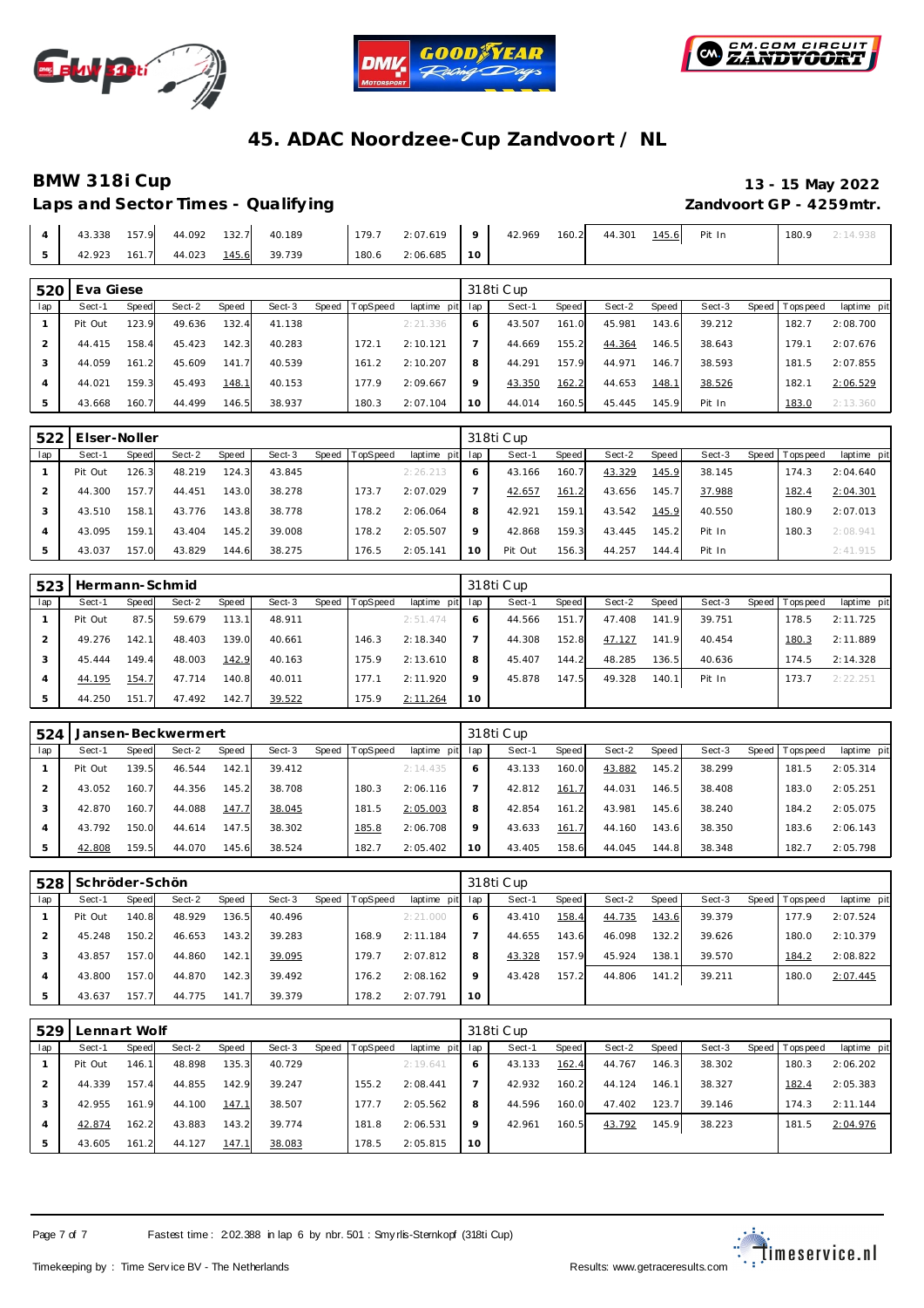# 45. ADAC Noordzee-Cup Zandvoort / NL

## BMW 318i Cup

**13 - 15 May 2022**

### Laps and Sector Times - Qualifying

**Zandvoort GP - 4259mtr.**

| lap | Sect-1 | Speed | Sect-2 | Speed | Sect-3 | Speed | TopSpeed | laptime pit | lap | Sect-1 | Speed | Sect-2 | Speed | Sect-3 | Speed | Topspeed | laptime pit |
|---|---|---|---|---|---|---|---|---|---|---|---|---|---|---|---|---|---|
| 4 | 43.338 | 157.9 | 44.092 | 132.7 | 40.189 | | 179.7 | 2:07.619 | 9 | 42.969 | 160.2 | 44.301 | 145.6 | Pit In | | 180.9 | 2:14.938 |
| 5 | 42.923 | 161.7 | 44.023 | 145.6 | 39.739 | | 180.6 | 2:06.685 | 10 | | | | | | | | |

**520 Eva Giese** — 318ti Cup

| lap | Sect-1 | Speed | Sect-2 | Speed | Sect-3 | Speed | TopSpeed | laptime pit | lap | Sect-1 | Speed | Sect-2 | Speed | Sect-3 | Speed | Topspeed | laptime pit |
|---|---|---|---|---|---|---|---|---|---|---|---|---|---|---|---|---|---|
| 1 | Pit Out | 123.9 | 49.636 | 132.4 | 41.138 | | | 2:21.336 | 6 | 43.507 | 161.0 | 45.981 | 143.6 | 39.212 | | 182.7 | 2:08.700 |
| 2 | 44.415 | 158.4 | 45.423 | 142.3 | 40.283 | | 172.1 | 2:10.121 | 7 | 44.669 | 155.2 | 44.364 | 146.5 | 38.643 | | 179.1 | 2:07.676 |
| 3 | 44.059 | 161.2 | 45.609 | 141.7 | 40.539 | | 161.2 | 2:10.207 | 8 | 44.291 | 157.9 | 44.971 | 146.7 | 38.593 | | 181.5 | 2:07.855 |
| 4 | 44.021 | 159.3 | 45.493 | 148.1 | 40.153 | | 177.9 | 2:09.667 | 9 | 43.350 | 162.2 | 44.653 | 148.1 | 38.526 | | 182.1 | 2:06.529 |
| 5 | 43.668 | 160.7 | 44.499 | 146.5 | 38.937 | | 180.3 | 2:07.104 | 10 | 44.014 | 160.5 | 45.445 | 145.9 | Pit In | | 183.0 | 2:13.360 |

**522 Elser-Noller** — 318ti Cup

| lap | Sect-1 | Speed | Sect-2 | Speed | Sect-3 | Speed | TopSpeed | laptime pit | lap | Sect-1 | Speed | Sect-2 | Speed | Sect-3 | Speed | Topspeed | laptime pit |
|---|---|---|---|---|---|---|---|---|---|---|---|---|---|---|---|---|---|
| 1 | Pit Out | 126.3 | 48.219 | 124.3 | 43.845 | | | 2:26.213 | 6 | 43.166 | 160.7 | 43.329 | 145.9 | 38.145 | | 174.3 | 2:04.640 |
| 2 | 44.300 | 157.7 | 44.451 | 143.0 | 38.278 | | 173.7 | 2:07.029 | 7 | 42.657 | 161.2 | 43.656 | 145.7 | 37.988 | | 182.4 | 2:04.301 |
| 3 | 43.510 | 158.1 | 43.776 | 143.8 | 38.778 | | 178.2 | 2:06.064 | 8 | 42.921 | 159.1 | 43.542 | 145.9 | 40.550 | | 180.9 | 2:07.013 |
| 4 | 43.095 | 159.1 | 43.404 | 145.2 | 39.008 | | 178.2 | 2:05.507 | 9 | 42.868 | 159.3 | 43.445 | 145.2 | Pit In | | 180.3 | 2:08.941 |
| 5 | 43.037 | 157.0 | 43.829 | 144.6 | 38.275 | | 176.5 | 2:05.141 | 10 | Pit Out | 156.3 | 44.257 | 144.4 | Pit In | | | 2:41.915 |

**523 Hermann-Schmid** — 318ti Cup

| lap | Sect-1 | Speed | Sect-2 | Speed | Sect-3 | Speed | TopSpeed | laptime pit | lap | Sect-1 | Speed | Sect-2 | Speed | Sect-3 | Speed | Topspeed | laptime pit |
|---|---|---|---|---|---|---|---|---|---|---|---|---|---|---|---|---|---|
| 1 | Pit Out | 87.5 | 59.679 | 113.1 | 48.911 | | | 2:51.474 | 6 | 44.566 | 151.7 | 47.408 | 141.9 | 39.751 | | 178.5 | 2:11.725 |
| 2 | 49.276 | 142.1 | 48.403 | 139.0 | 40.661 | | 146.3 | 2:18.340 | 7 | 44.308 | 152.8 | 47.127 | 141.9 | 40.454 | | 180.3 | 2:11.889 |
| 3 | 45.444 | 149.4 | 48.003 | 142.9 | 40.163 | | 175.9 | 2:13.610 | 8 | 45.407 | 144.2 | 48.285 | 136.5 | 40.636 | | 174.5 | 2:14.328 |
| 4 | 44.195 | 154.7 | 47.714 | 140.8 | 40.011 | | 177.1 | 2:11.920 | 9 | 45.878 | 147.5 | 49.328 | 140.1 | Pit In | | 173.7 | 2:22.251 |
| 5 | 44.250 | 151.7 | 47.492 | 142.7 | 39.522 | | 175.9 | 2:11.264 | 10 | | | | | | | | |

**524 Jansen-Beckwermert** — 318ti Cup

| lap | Sect-1 | Speed | Sect-2 | Speed | Sect-3 | Speed | TopSpeed | laptime pit | lap | Sect-1 | Speed | Sect-2 | Speed | Sect-3 | Speed | Topspeed | laptime pit |
|---|---|---|---|---|---|---|---|---|---|---|---|---|---|---|---|---|---|
| 1 | Pit Out | 139.5 | 46.544 | 142.1 | 39.412 | | | 2:14.435 | 6 | 43.133 | 160.0 | 43.882 | 145.2 | 38.299 | | 181.5 | 2:05.314 |
| 2 | 43.052 | 160.7 | 44.356 | 145.2 | 38.708 | | 180.3 | 2:06.116 | 7 | 42.812 | 161.7 | 44.031 | 146.5 | 38.408 | | 183.0 | 2:05.251 |
| 3 | 42.870 | 160.7 | 44.088 | 147.7 | 38.045 | | 181.5 | 2:05.003 | 8 | 42.854 | 161.2 | 43.981 | 145.6 | 38.240 | | 184.2 | 2:05.075 |
| 4 | 43.792 | 150.0 | 44.614 | 147.5 | 38.302 | | 185.8 | 2:06.708 | 9 | 43.633 | 161.7 | 44.160 | 143.6 | 38.350 | | 183.6 | 2:06.143 |
| 5 | 42.808 | 159.5 | 44.070 | 145.6 | 38.524 | | 182.7 | 2:05.402 | 10 | 43.405 | 158.6 | 44.045 | 144.8 | 38.348 | | 182.7 | 2:05.798 |

**528 Schröder-Schön** — 318ti Cup

| lap | Sect-1 | Speed | Sect-2 | Speed | Sect-3 | Speed | TopSpeed | laptime pit | lap | Sect-1 | Speed | Sect-2 | Speed | Sect-3 | Speed | Topspeed | laptime pit |
|---|---|---|---|---|---|---|---|---|---|---|---|---|---|---|---|---|---|
| 1 | Pit Out | 140.8 | 48.929 | 136.5 | 40.496 | | | 2:21.000 | 6 | 43.410 | 158.4 | 44.735 | 143.6 | 39.379 | | 177.9 | 2:07.524 |
| 2 | 45.248 | 150.2 | 46.653 | 143.2 | 39.283 | | 168.9 | 2:11.184 | 7 | 44.655 | 143.6 | 46.098 | 132.2 | 39.626 | | 180.0 | 2:10.379 |
| 3 | 43.857 | 157.0 | 44.860 | 142.1 | 39.095 | | 179.7 | 2:07.812 | 8 | 43.328 | 157.9 | 45.924 | 138.1 | 39.570 | | 184.2 | 2:08.822 |
| 4 | 43.800 | 157.0 | 44.870 | 142.3 | 39.492 | | 176.2 | 2:08.162 | 9 | 43.428 | 157.2 | 44.806 | 141.2 | 39.211 | | 180.0 | 2:07.445 |
| 5 | 43.637 | 157.7 | 44.775 | 141.7 | 39.379 | | 178.2 | 2:07.791 | 10 | | | | | | | | |

**529 Lennart Wolf** — 318ti Cup

| lap | Sect-1 | Speed | Sect-2 | Speed | Sect-3 | Speed | TopSpeed | laptime pit | lap | Sect-1 | Speed | Sect-2 | Speed | Sect-3 | Speed | Topspeed | laptime pit |
|---|---|---|---|---|---|---|---|---|---|---|---|---|---|---|---|---|---|
| 1 | Pit Out | 146.1 | 48.898 | 135.3 | 40.729 | | | 2:19.641 | 6 | 43.133 | 162.4 | 44.767 | 146.3 | 38.302 | | 180.3 | 2:06.202 |
| 2 | 44.339 | 157.4 | 44.855 | 142.9 | 39.247 | | 155.2 | 2:08.441 | 7 | 42.932 | 160.2 | 44.124 | 146.1 | 38.327 | | 182.4 | 2:05.383 |
| 3 | 42.955 | 161.9 | 44.100 | 147.1 | 38.507 | | 177.7 | 2:05.562 | 8 | 44.596 | 160.0 | 47.402 | 123.7 | 39.146 | | 174.3 | 2:11.144 |
| 4 | 42.874 | 162.2 | 43.883 | 143.2 | 39.774 | | 181.8 | 2:06.531 | 9 | 42.961 | 160.5 | 43.792 | 145.9 | 38.223 | | 181.5 | 2:04.976 |
| 5 | 43.605 | 161.2 | 44.127 | 147.1 | 38.083 | | 178.5 | 2:05.815 | 10 | | | | | | | | |

Fastest time : 2:02.388 in lap 6 by nbr. 501 : Smyrlis-Sternkopf (318ti Cup)

Timekeeping by : Time Service BV - The Netherlands

Results: www.getraceresults.com